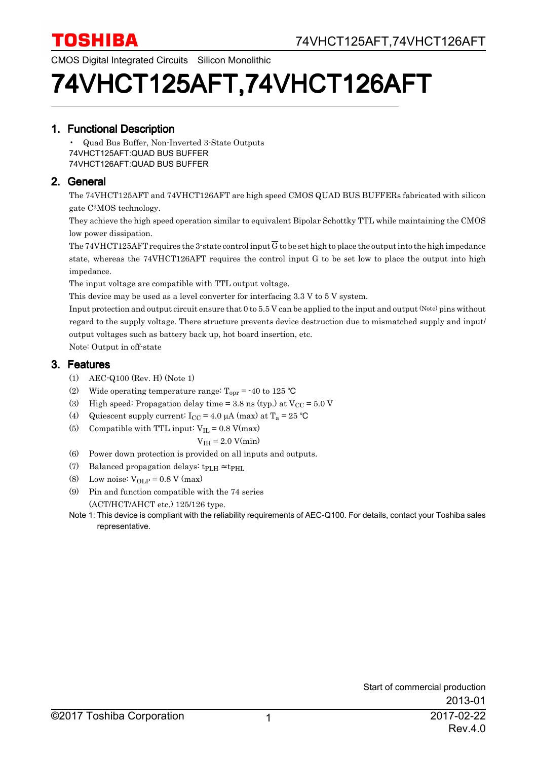TOSHIBA

CMOS Digital Integrated Circuits Silicon Monolithic

# 74VHCT125AFT,74VHCT126AFT

## 1. Functional Description

- Quad Bus Buffer, Non-Inverted 3-State Outputs

74VHCT125AFT:QUAD BUS BUFFER
74VHCT126AFT:QUAD BUS BUFFER

## 2. General

The 74VHCT125AFT and 74VHCT126AFT are high speed CMOS QUAD BUS BUFFERs fabricated with silicon gate C[2]MOS technology.

They achieve the high speed operation similar to equivalent Bipolar Schottky TTL while maintaining the CMOS low power dissipation.

The 74VHCT125AFT requires the 3-state control input $\overline{G}$ to be set high to place the output into the high impedance state, whereas the 74VHCT126AFT requires the control input G to be set low to place the output into high impedance.

The input voltage are compatible with TTL output voltage.

This device may be used as a level converter for interfacing 3.3 V to 5 V system.

Input protection and output circuit ensure that 0 to 5.5 V can be applied to the input and output (Note) pins without regard to the supply voltage. There structure prevents device destruction due to mismatched supply and input/output voltages such as battery back up, hot board insertion, etc.

Note: Output in off-state

## 3. Features

(1) AEC-Q100 (Rev. H) (Note 1)

(2) Wide operating temperature range: $T_{opr}$ = -40 to 125 °C

(3) High speed: Propagation delay time = 3.8 ns (typ.) at $V_{CC}$ = 5.0 V

(4) Quiescent supply current: $I_{CC}$ = 4.0 μA (max) at $T_a$ = 25 °C

(5) Compatible with TTL input: $V_{IL}$ = 0.8 V(max)
$V_{IH}$ = 2.0 V(min)

(6) Power down protection is provided on all inputs and outputs.

(7) Balanced propagation delays: $t_{PLH} \approx t_{PHL}$

(8) Low noise: $V_{OLP}$ = 0.8 V (max)

(9) Pin and function compatible with the 74 series (ACT/HCT/AHCT etc.) 125/126 type.

Note 1: This device is compliant with the reliability requirements of AEC-Q100. For details, contact your Toshiba sales representative.

Start of commercial production
2013-01

©2017 Toshiba Corporation

2017-02-22
Rev.4.0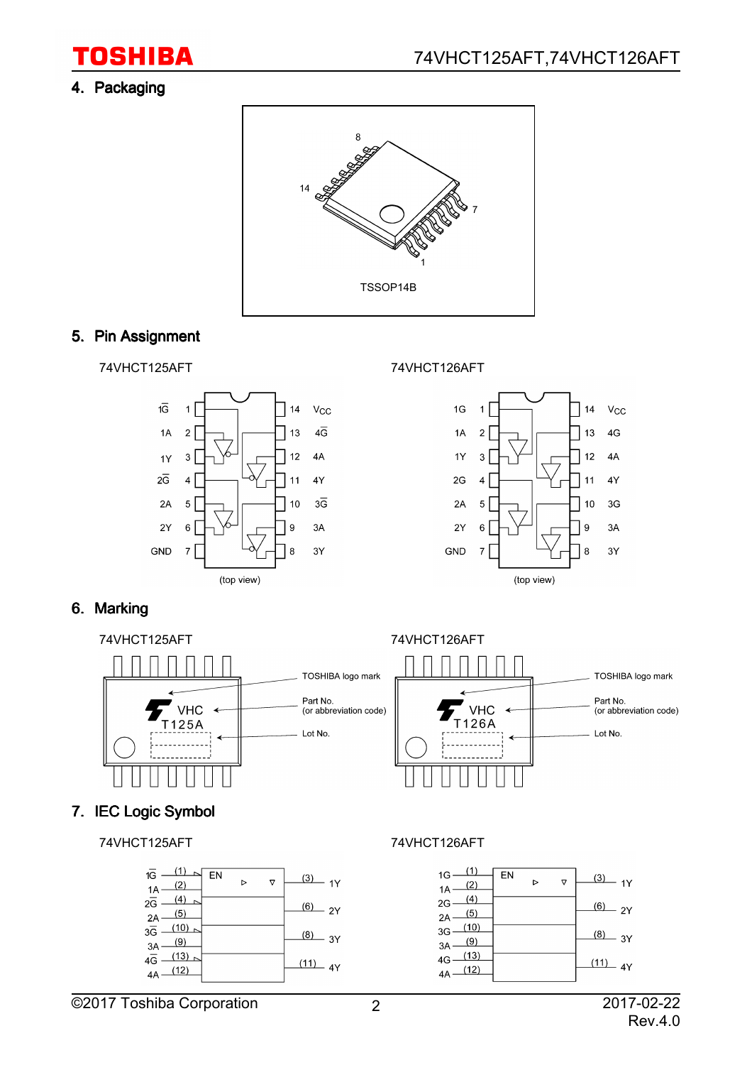## 4. Packaging

TSSOP14B

## 5. Pin Assignment

74VHCT125AFT

| Pin | Name | Pin | Name |
|---|---|---|---|
| 1 | 1G̅ | 14 | $V_{CC}$ |
| 2 | 1A | 13 | 4G̅ |
| 3 | 1Y | 12 | 4A |
| 4 | 2G̅ | 11 | 4Y |
| 5 | 2A | 10 | 3G̅ |
| 6 | 2Y | 9 | 3A |
| 7 | GND | 8 | 3Y |

(top view)

74VHCT126AFT

| Pin | Name | Pin | Name |
|---|---|---|---|
| 1 | 1G | 14 | $V_{CC}$ |
| 2 | 1A | 13 | 4G |
| 3 | 1Y | 12 | 4A |
| 4 | 2G | 11 | 4Y |
| 5 | 2A | 10 | 3G |
| 6 | 2Y | 9 | 3A |
| 7 | GND | 8 | 3Y |

(top view)

## 6. Marking

74VHCT125AFT

VHC T125A

- TOSHIBA logo mark
- Part No. (or abbreviation code)
- Lot No.

74VHCT126AFT

VHC T126A

- TOSHIBA logo mark
- Part No. (or abbreviation code)
- Lot No.

## 7. IEC Logic Symbol

74VHCT125AFT

1G̅ (1), 1A (2), 2G̅ (4), 2A (5), 3G̅ (10), 3A (9), 4G̅ (13), 4A (12) — EN ▷ ▽ — (3) 1Y, (6) 2Y, (8) 3Y, (11) 4Y

74VHCT126AFT

1G (1), 1A (2), 2G (4), 2A (5), 3G (10), 3A (9), 4G (13), 4A (12) — EN ▷ ▽ — (3) 1Y, (6) 2Y, (8) 3Y, (11) 4Y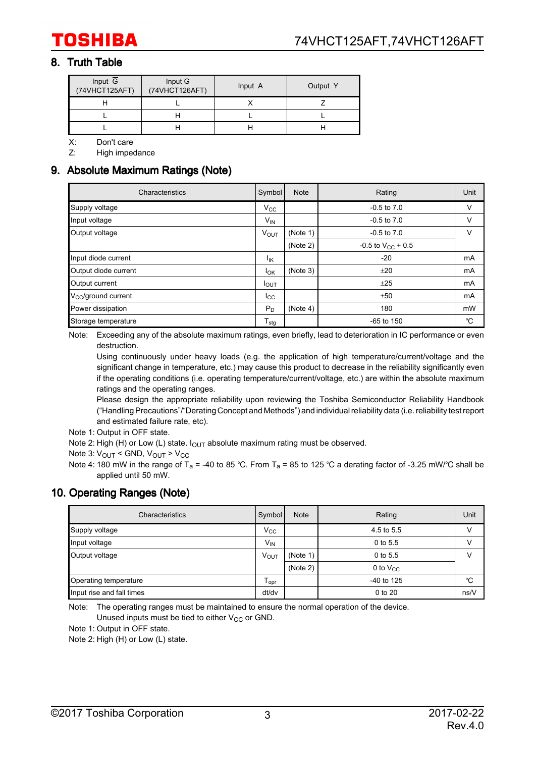## 8. Truth Table

| Input $\overline{G}$ (74VHCT125AFT) | Input G (74VHCT126AFT) | Input A | Output Y |
|---|---|---|---|
| H | L | X | Z |
| L | H | L | L |
| L | H | H | H |

X: Don't care

Z: High impedance

## 9. Absolute Maximum Ratings (Note)

| Characteristics | Symbol | Note | Rating | Unit |
|---|---|---|---|---|
| Supply voltage | $V_{CC}$ | | -0.5 to 7.0 | V |
| Input voltage | $V_{IN}$ | | -0.5 to 7.0 | V |
| Output voltage | $V_{OUT}$ | (Note 1) | -0.5 to 7.0 | V |
| | | (Note 2) | -0.5 to $V_{CC}$ + 0.5 | |
| Input diode current | $I_{IK}$ | | -20 | mA |
| Output diode current | $I_{OK}$ | (Note 3) | ±20 | mA |
| Output current | $I_{OUT}$ | | ±25 | mA |
| $V_{CC}$/ground current | $I_{CC}$ | | ±50 | mA |
| Power dissipation | $P_D$ | (Note 4) | 180 | mW |
| Storage temperature | $T_{stg}$ | | -65 to 150 | ℃ |

Note: Exceeding any of the absolute maximum ratings, even briefly, lead to deterioration in IC performance or even destruction.

Using continuously under heavy loads (e.g. the application of high temperature/current/voltage and the significant change in temperature, etc.) may cause this product to decrease in the reliability significantly even if the operating conditions (i.e. operating temperature/current/voltage, etc.) are within the absolute maximum ratings and the operating ranges.

Please design the appropriate reliability upon reviewing the Toshiba Semiconductor Reliability Handbook ("Handling Precautions"/"Derating Concept and Methods") and individual reliability data (i.e. reliability test report and estimated failure rate, etc).

Note 1: Output in OFF state.

Note 2: High (H) or Low (L) state. $I_{OUT}$ absolute maximum rating must be observed.

Note 3: $V_{OUT}$ < GND, $V_{OUT}$ > $V_{CC}$

Note 4: 180 mW in the range of $T_a$ = -40 to 85 ℃. From $T_a$ = 85 to 125 ℃ a derating factor of -3.25 mW/℃ shall be applied until 50 mW.

## 10. Operating Ranges (Note)

| Characteristics | Symbol | Note | Rating | Unit |
|---|---|---|---|---|
| Supply voltage | $V_{CC}$ | | 4.5 to 5.5 | V |
| Input voltage | $V_{IN}$ | | 0 to 5.5 | V |
| Output voltage | $V_{OUT}$ | (Note 1) | 0 to 5.5 | V |
| | | (Note 2) | 0 to $V_{CC}$ | |
| Operating temperature | $T_{opr}$ | | -40 to 125 | ℃ |
| Input rise and fall times | dt/dv | | 0 to 20 | ns/V |

Note: The operating ranges must be maintained to ensure the normal operation of the device.

Unused inputs must be tied to either $V_{CC}$ or GND.

Note 1: Output in OFF state.

Note 2: High (H) or Low (L) state.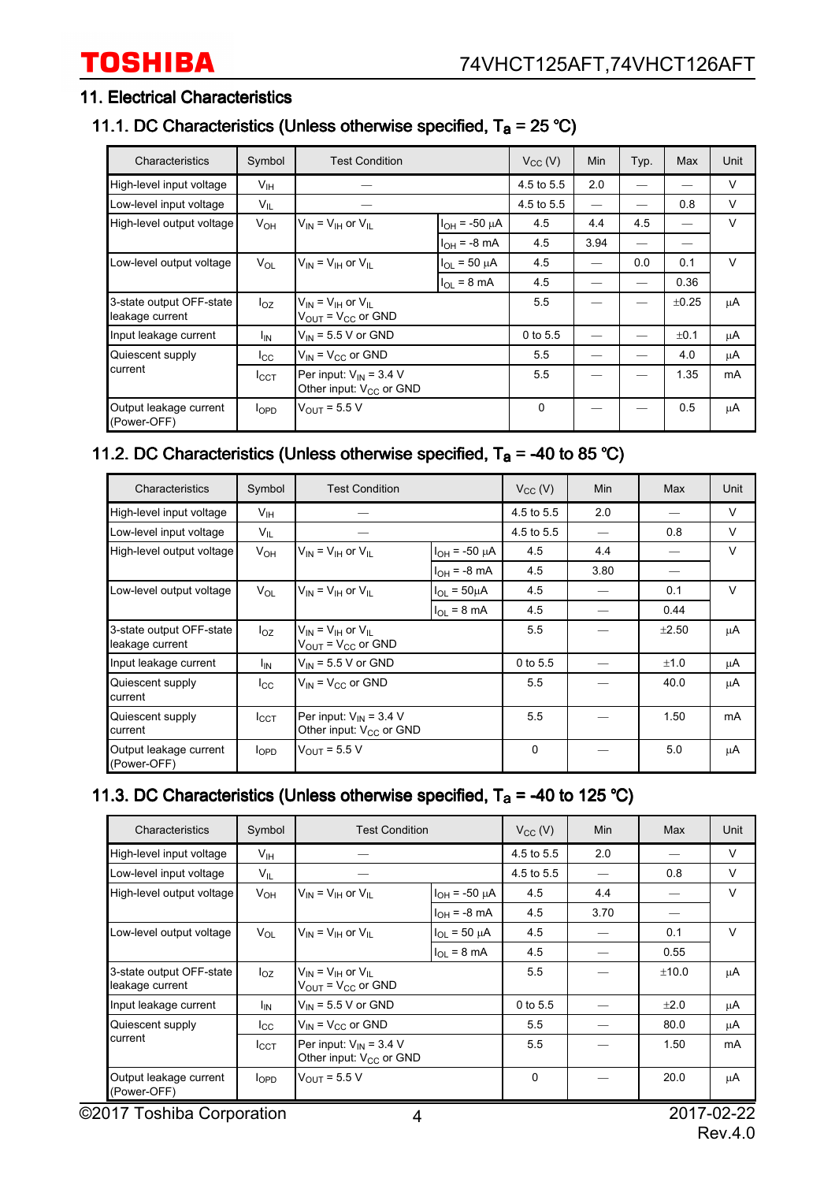## 11. Electrical Characteristics

### 11.1. DC Characteristics (Unless otherwise specified, $T_a$ = 25 °C)

| Characteristics | Symbol | Test Condition | | $V_{CC}$ (V) | Min | Typ. | Max | Unit |
|---|---|---|---|---|---|---|---|---|
| High-level input voltage | $V_{IH}$ | — | | 4.5 to 5.5 | 2.0 | — | — | V |
| Low-level input voltage | $V_{IL}$ | — | | 4.5 to 5.5 | — | — | 0.8 | V |
| High-level output voltage | $V_{OH}$ | $V_{IN}$ = $V_{IH}$ or $V_{IL}$ | $I_{OH}$ = -50 μA | 4.5 | 4.4 | 4.5 | — | V |
| | | | $I_{OH}$ = -8 mA | 4.5 | 3.94 | — | — | |
| Low-level output voltage | $V_{OL}$ | $V_{IN}$ = $V_{IH}$ or $V_{IL}$ | $I_{OL}$ = 50 μA | 4.5 | — | 0.0 | 0.1 | V |
| | | | $I_{OL}$ = 8 mA | 4.5 | — | — | 0.36 | |
| 3-state output OFF-state leakage current | $I_{OZ}$ | $V_{IN}$ = $V_{IH}$ or $V_{IL}$, $V_{OUT}$ = $V_{CC}$ or GND | | 5.5 | — | — | ±0.25 | μA |
| Input leakage current | $I_{IN}$ | $V_{IN}$ = 5.5 V or GND | | 0 to 5.5 | — | — | ±0.1 | μA |
| Quiescent supply current | $I_{CC}$ | $V_{IN}$ = $V_{CC}$ or GND | | 5.5 | — | — | 4.0 | μA |
| | $I_{CCT}$ | Per input: $V_{IN}$ = 3.4 V, Other input: $V_{CC}$ or GND | | 5.5 | — | — | 1.35 | mA |
| Output leakage current (Power-OFF) | $I_{OPD}$ | $V_{OUT}$ = 5.5 V | | 0 | — | — | 0.5 | μA |

### 11.2. DC Characteristics (Unless otherwise specified, $T_a$ = -40 to 85 °C)

| Characteristics | Symbol | Test Condition | | $V_{CC}$ (V) | Min | Max | Unit |
|---|---|---|---|---|---|---|---|
| High-level input voltage | $V_{IH}$ | — | | 4.5 to 5.5 | 2.0 | — | V |
| Low-level input voltage | $V_{IL}$ | — | | 4.5 to 5.5 | — | 0.8 | V |
| High-level output voltage | $V_{OH}$ | $V_{IN}$ = $V_{IH}$ or $V_{IL}$ | $I_{OH}$ = -50 μA | 4.5 | 4.4 | — | V |
| | | | $I_{OH}$ = -8 mA | 4.5 | 3.80 | — | |
| Low-level output voltage | $V_{OL}$ | $V_{IN}$ = $V_{IH}$ or $V_{IL}$ | $I_{OL}$ = 50μA | 4.5 | — | 0.1 | V |
| | | | $I_{OL}$ = 8 mA | 4.5 | — | 0.44 | |
| 3-state output OFF-state leakage current | $I_{OZ}$ | $V_{IN}$ = $V_{IH}$ or $V_{IL}$, $V_{OUT}$ = $V_{CC}$ or GND | | 5.5 | — | ±2.50 | μA |
| Input leakage current | $I_{IN}$ | $V_{IN}$ = 5.5 V or GND | | 0 to 5.5 | — | ±1.0 | μA |
| Quiescent supply current | $I_{CC}$ | $V_{IN}$ = $V_{CC}$ or GND | | 5.5 | — | 40.0 | μA |
| Quiescent supply current | $I_{CCT}$ | Per input: $V_{IN}$ = 3.4 V, Other input: $V_{CC}$ or GND | | 5.5 | — | 1.50 | mA |
| Output leakage current (Power-OFF) | $I_{OPD}$ | $V_{OUT}$ = 5.5 V | | 0 | — | 5.0 | μA |

### 11.3. DC Characteristics (Unless otherwise specified, $T_a$ = -40 to 125 °C)

| Characteristics | Symbol | Test Condition | | $V_{CC}$ (V) | Min | Max | Unit |
|---|---|---|---|---|---|---|---|
| High-level input voltage | $V_{IH}$ | — | | 4.5 to 5.5 | 2.0 | — | V |
| Low-level input voltage | $V_{IL}$ | — | | 4.5 to 5.5 | — | 0.8 | V |
| High-level output voltage | $V_{OH}$ | $V_{IN}$ = $V_{IH}$ or $V_{IL}$ | $I_{OH}$ = -50 μA | 4.5 | 4.4 | — | V |
| | | | $I_{OH}$ = -8 mA | 4.5 | 3.70 | — | |
| Low-level output voltage | $V_{OL}$ | $V_{IN}$ = $V_{IH}$ or $V_{IL}$ | $I_{OL}$ = 50 μA | 4.5 | — | 0.1 | V |
| | | | $I_{OL}$ = 8 mA | 4.5 | — | 0.55 | |
| 3-state output OFF-state leakage current | $I_{OZ}$ | $V_{IN}$ = $V_{IH}$ or $V_{IL}$, $V_{OUT}$ = $V_{CC}$ or GND | | 5.5 | — | ±10.0 | μA |
| Input leakage current | $I_{IN}$ | $V_{IN}$ = 5.5 V or GND | | 0 to 5.5 | — | ±2.0 | μA |
| Quiescent supply current | $I_{CC}$ | $V_{IN}$ = $V_{CC}$ or GND | | 5.5 | — | 80.0 | μA |
| | $I_{CCT}$ | Per input: $V_{IN}$ = 3.4 V, Other input: $V_{CC}$ or GND | | 5.5 | — | 1.50 | mA |
| Output leakage current (Power-OFF) | $I_{OPD}$ | $V_{OUT}$ = 5.5 V | | 0 | — | 20.0 | μA |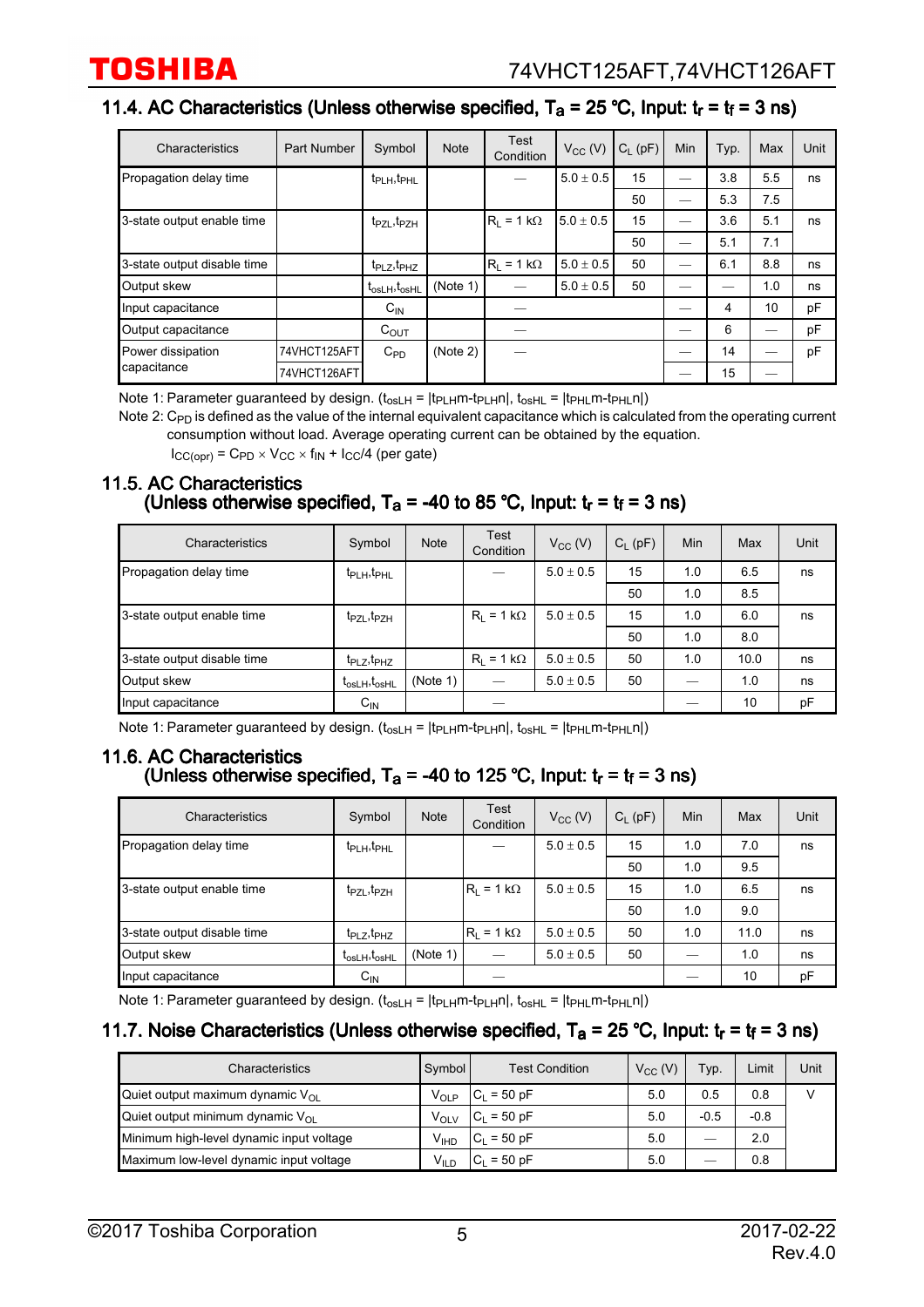### 11.4. AC Characteristics (Unless otherwise specified, $T_a$ = 25 °C, Input: $t_r$ = $t_f$ = 3 ns)

| Characteristics | Part Number | Symbol | Note | Test Condition | $V_{CC}$ (V) | $C_L$ (pF) | Min | Typ. | Max | Unit |
|---|---|---|---|---|---|---|---|---|---|---|
| Propagation delay time | | $t_{PLH}$,$t_{PHL}$ | | — | 5.0 ± 0.5 | 15 | — | 3.8 | 5.5 | ns |
| | | | | | | 50 | — | 5.3 | 7.5 | |
| 3-state output enable time | | $t_{PZL}$,$t_{PZH}$ | | $R_L$ = 1 kΩ | 5.0 ± 0.5 | 15 | — | 3.6 | 5.1 | ns |
| | | | | | | 50 | — | 5.1 | 7.1 | |
| 3-state output disable time | | $t_{PLZ}$,$t_{PHZ}$ | | $R_L$ = 1 kΩ | 5.0 ± 0.5 | 50 | — | 6.1 | 8.8 | ns |
| Output skew | | $t_{osLH}$,$t_{osHL}$ | (Note 1) | — | 5.0 ± 0.5 | 50 | — | — | 1.0 | ns |
| Input capacitance | | $C_{IN}$ | | — | | | — | 4 | 10 | pF |
| Output capacitance | | $C_{OUT}$ | | — | | | — | 6 | — | pF |
| Power dissipation capacitance | 74VHCT125AFT | $C_{PD}$ | (Note 2) | — | | | — | 14 | — | pF |
| | 74VHCT126AFT | | | | | | — | 15 | — | |

Note 1: Parameter guaranteed by design. ($t_{osLH}$ = |$t_{PLH}$m-$t_{PLH}$n|, $t_{osHL}$ = |$t_{PHL}$m-$t_{PHL}$n|)

Note 2: $C_{PD}$ is defined as the value of the internal equivalent capacitance which is calculated from the operating current consumption without load. Average operating current can be obtained by the equation.

$I_{CC(opr)}$ = $C_{PD}$ × $V_{CC}$ × $f_{IN}$ + $I_{CC}$/4 (per gate)

### 11.5. AC Characteristics (Unless otherwise specified, $T_a$ = -40 to 85 °C, Input: $t_r$ = $t_f$ = 3 ns)

| Characteristics | Symbol | Note | Test Condition | $V_{CC}$ (V) | $C_L$ (pF) | Min | Max | Unit |
|---|---|---|---|---|---|---|---|---|
| Propagation delay time | $t_{PLH}$,$t_{PHL}$ | | — | 5.0 ± 0.5 | 15 | 1.0 | 6.5 | ns |
| | | | | | 50 | 1.0 | 8.5 | |
| 3-state output enable time | $t_{PZL}$,$t_{PZH}$ | | $R_L$ = 1 kΩ | 5.0 ± 0.5 | 15 | 1.0 | 6.0 | ns |
| | | | | | 50 | 1.0 | 8.0 | |
| 3-state output disable time | $t_{PLZ}$,$t_{PHZ}$ | | $R_L$ = 1 kΩ | 5.0 ± 0.5 | 50 | 1.0 | 10.0 | ns |
| Output skew | $t_{osLH}$,$t_{osHL}$ | (Note 1) | — | 5.0 ± 0.5 | 50 | — | 1.0 | ns |
| Input capacitance | $C_{IN}$ | | — | | | — | 10 | pF |

Note 1: Parameter guaranteed by design. ($t_{osLH}$ = |$t_{PLH}$m-$t_{PLH}$n|, $t_{osHL}$ = |$t_{PHL}$m-$t_{PHL}$n|)

### 11.6. AC Characteristics (Unless otherwise specified, $T_a$ = -40 to 125 °C, Input: $t_r$ = $t_f$ = 3 ns)

| Characteristics | Symbol | Note | Test Condition | $V_{CC}$ (V) | $C_L$ (pF) | Min | Max | Unit |
|---|---|---|---|---|---|---|---|---|
| Propagation delay time | $t_{PLH}$,$t_{PHL}$ | | — | 5.0 ± 0.5 | 15 | 1.0 | 7.0 | ns |
| | | | | | 50 | 1.0 | 9.5 | |
| 3-state output enable time | $t_{PZL}$,$t_{PZH}$ | | $R_L$ = 1 kΩ | 5.0 ± 0.5 | 15 | 1.0 | 6.5 | ns |
| | | | | | 50 | 1.0 | 9.0 | |
| 3-state output disable time | $t_{PLZ}$,$t_{PHZ}$ | | $R_L$ = 1 kΩ | 5.0 ± 0.5 | 50 | 1.0 | 11.0 | ns |
| Output skew | $t_{osLH}$,$t_{osHL}$ | (Note 1) | — | 5.0 ± 0.5 | 50 | — | 1.0 | ns |
| Input capacitance | $C_{IN}$ | | — | | | — | 10 | pF |

Note 1: Parameter guaranteed by design. ($t_{osLH}$ = |$t_{PLH}$m-$t_{PLH}$n|, $t_{osHL}$ = |$t_{PHL}$m-$t_{PHL}$n|)

### 11.7. Noise Characteristics (Unless otherwise specified, $T_a$ = 25 °C, Input: $t_r$ = $t_f$ = 3 ns)

| Characteristics | Symbol | Test Condition | $V_{CC}$ (V) | Typ. | Limit | Unit |
|---|---|---|---|---|---|---|
| Quiet output maximum dynamic $V_{OL}$ | $V_{OLP}$ | $C_L$ = 50 pF | 5.0 | 0.5 | 0.8 | V |
| Quiet output minimum dynamic $V_{OL}$ | $V_{OLV}$ | $C_L$ = 50 pF | 5.0 | -0.5 | -0.8 | |
| Minimum high-level dynamic input voltage | $V_{IHD}$ | $C_L$ = 50 pF | 5.0 | — | 2.0 | |
| Maximum low-level dynamic input voltage | $V_{ILD}$ | $C_L$ = 50 pF | 5.0 | — | 0.8 | |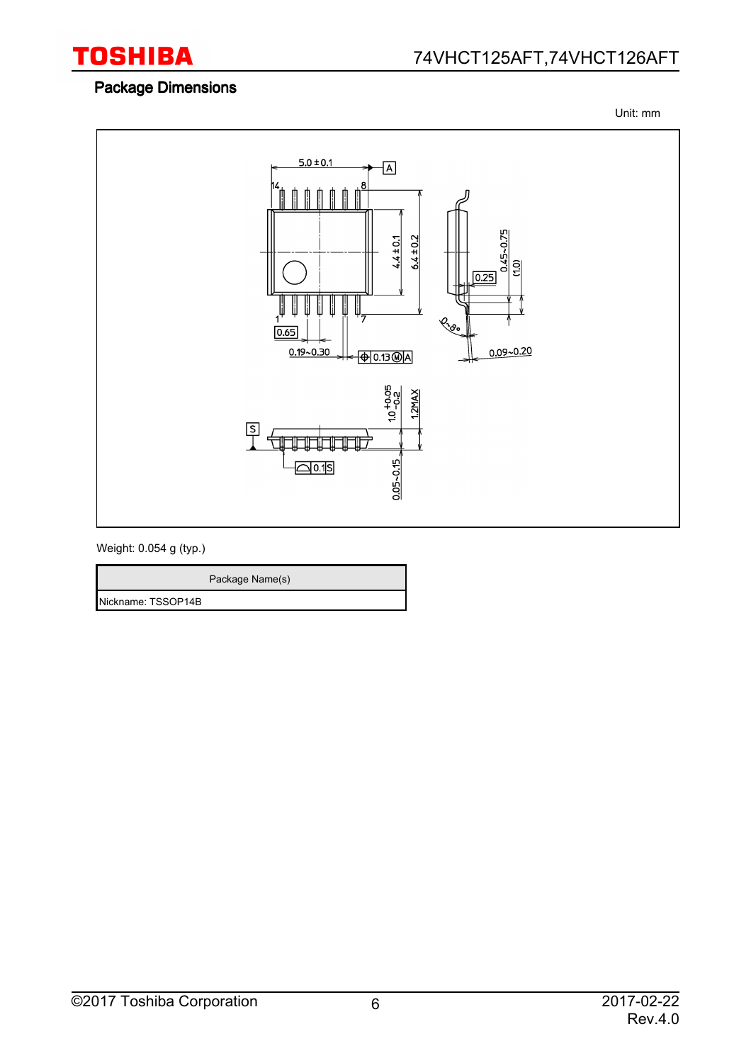## Package Dimensions

Unit: mm

Weight: 0.054 g (typ.)

| Package Name(s) |
| --- |
| Nickname: TSSOP14B |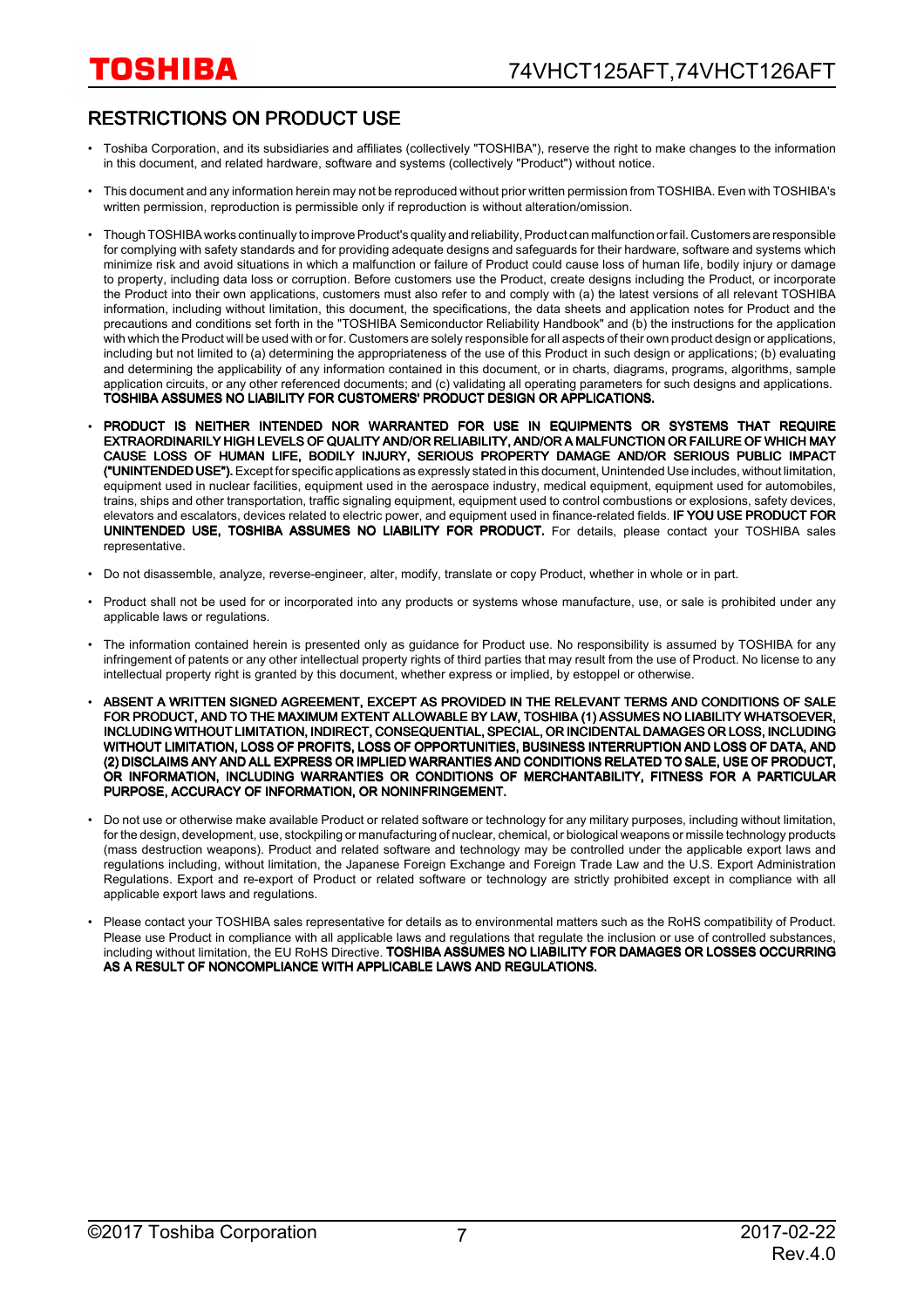## RESTRICTIONS ON PRODUCT USE

- Toshiba Corporation, and its subsidiaries and affiliates (collectively "TOSHIBA"), reserve the right to make changes to the information in this document, and related hardware, software and systems (collectively "Product") without notice.
- This document and any information herein may not be reproduced without prior written permission from TOSHIBA. Even with TOSHIBA's written permission, reproduction is permissible only if reproduction is without alteration/omission.
- Though TOSHIBA works continually to improve Product's quality and reliability, Product can malfunction or fail. Customers are responsible for complying with safety standards and for providing adequate designs and safeguards for their hardware, software and systems which minimize risk and avoid situations in which a malfunction or failure of Product could cause loss of human life, bodily injury or damage to property, including data loss or corruption. Before customers use the Product, create designs including the Product, or incorporate the Product into their own applications, customers must also refer to and comply with (a) the latest versions of all relevant TOSHIBA information, including without limitation, this document, the specifications, the data sheets and application notes for Product and the precautions and conditions set forth in the "TOSHIBA Semiconductor Reliability Handbook" and (b) the instructions for the application with which the Product will be used with or for. Customers are solely responsible for all aspects of their own product design or applications, including but not limited to (a) determining the appropriateness of the use of this Product in such design or applications; (b) evaluating and determining the applicability of any information contained in this document, or in charts, diagrams, programs, algorithms, sample application circuits, or any other referenced documents; and (c) validating all operating parameters for such designs and applications. **TOSHIBA ASSUMES NO LIABILITY FOR CUSTOMERS' PRODUCT DESIGN OR APPLICATIONS.**
- **PRODUCT IS NEITHER INTENDED NOR WARRANTED FOR USE IN EQUIPMENTS OR SYSTEMS THAT REQUIRE EXTRAORDINARILY HIGH LEVELS OF QUALITY AND/OR RELIABILITY, AND/OR A MALFUNCTION OR FAILURE OF WHICH MAY CAUSE LOSS OF HUMAN LIFE, BODILY INJURY, SERIOUS PROPERTY DAMAGE AND/OR SERIOUS PUBLIC IMPACT ("UNINTENDED USE").** Except for specific applications as expressly stated in this document, Unintended Use includes, without limitation, equipment used in nuclear facilities, equipment used in the aerospace industry, medical equipment, equipment used for automobiles, trains, ships and other transportation, traffic signaling equipment, equipment used to control combustions or explosions, safety devices, elevators and escalators, devices related to electric power, and equipment used in finance-related fields. **IF YOU USE PRODUCT FOR UNINTENDED USE, TOSHIBA ASSUMES NO LIABILITY FOR PRODUCT.** For details, please contact your TOSHIBA sales representative.
- Do not disassemble, analyze, reverse-engineer, alter, modify, translate or copy Product, whether in whole or in part.
- Product shall not be used for or incorporated into any products or systems whose manufacture, use, or sale is prohibited under any applicable laws or regulations.
- The information contained herein is presented only as guidance for Product use. No responsibility is assumed by TOSHIBA for any infringement of patents or any other intellectual property rights of third parties that may result from the use of Product. No license to any intellectual property right is granted by this document, whether express or implied, by estoppel or otherwise.
- **ABSENT A WRITTEN SIGNED AGREEMENT, EXCEPT AS PROVIDED IN THE RELEVANT TERMS AND CONDITIONS OF SALE FOR PRODUCT, AND TO THE MAXIMUM EXTENT ALLOWABLE BY LAW, TOSHIBA (1) ASSUMES NO LIABILITY WHATSOEVER, INCLUDING WITHOUT LIMITATION, INDIRECT, CONSEQUENTIAL, SPECIAL, OR INCIDENTAL DAMAGES OR LOSS, INCLUDING WITHOUT LIMITATION, LOSS OF PROFITS, LOSS OF OPPORTUNITIES, BUSINESS INTERRUPTION AND LOSS OF DATA, AND (2) DISCLAIMS ANY AND ALL EXPRESS OR IMPLIED WARRANTIES AND CONDITIONS RELATED TO SALE, USE OF PRODUCT, OR INFORMATION, INCLUDING WARRANTIES OR CONDITIONS OF MERCHANTABILITY, FITNESS FOR A PARTICULAR PURPOSE, ACCURACY OF INFORMATION, OR NONINFRINGEMENT.**
- Do not use or otherwise make available Product or related software or technology for any military purposes, including without limitation, for the design, development, use, stockpiling or manufacturing of nuclear, chemical, or biological weapons or missile technology products (mass destruction weapons). Product and related software and technology may be controlled under the applicable export laws and regulations including, without limitation, the Japanese Foreign Exchange and Foreign Trade Law and the U.S. Export Administration Regulations. Export and re-export of Product or related software or technology are strictly prohibited except in compliance with all applicable export laws and regulations.
- Please contact your TOSHIBA sales representative for details as to environmental matters such as the RoHS compatibility of Product. Please use Product in compliance with all applicable laws and regulations that regulate the inclusion or use of controlled substances, including without limitation, the EU RoHS Directive. **TOSHIBA ASSUMES NO LIABILITY FOR DAMAGES OR LOSSES OCCURRING AS A RESULT OF NONCOMPLIANCE WITH APPLICABLE LAWS AND REGULATIONS.**